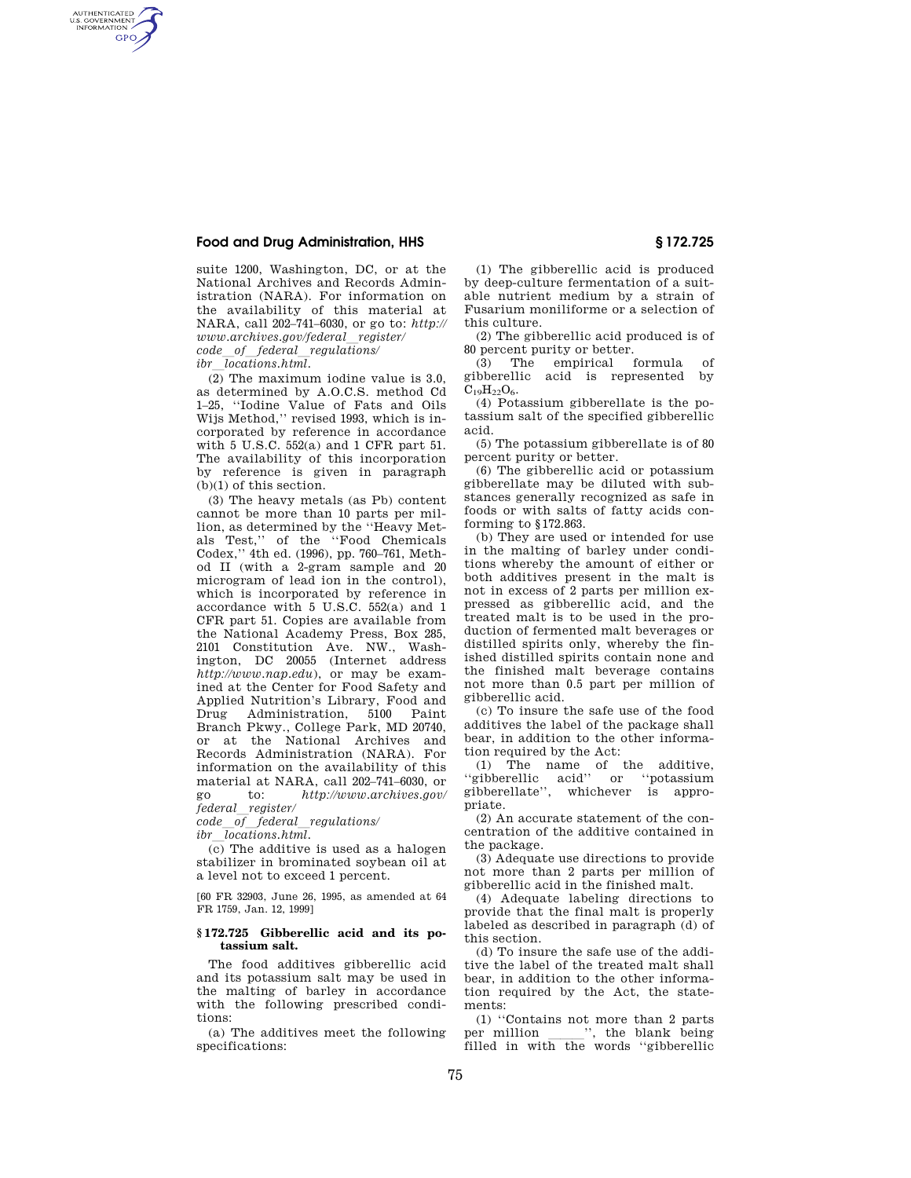suite 1200, Washington, DC, or at the National Archives and Records Administration (NARA). For information on the availability of this material at NARA, call 202–741–6030, or go to: *http://www.archives.gov/federal_register/code_of_federal_regulations/ibr_locations.html.*

(2) The maximum iodine value is 3.0, as determined by A.O.C.S. method Cd 1–25, ''Iodine Value of Fats and Oils Wijs Method,'' revised 1993, which is incorporated by reference in accordance with 5 U.S.C. 552(a) and 1 CFR part 51. The availability of this incorporation by reference is given in paragraph (b)(1) of this section.

(3) The heavy metals (as Pb) content cannot be more than 10 parts per million, as determined by the ''Heavy Metals Test,'' of the ''Food Chemicals Codex,'' 4th ed. (1996), pp. 760–761, Method II (with a 2-gram sample and 20 microgram of lead ion in the control), which is incorporated by reference in accordance with 5 U.S.C. 552(a) and 1 CFR part 51. Copies are available from the National Academy Press, Box 285, 2101 Constitution Ave. NW., Washington, DC 20055 (Internet address *http://www.nap.edu*), or may be examined at the Center for Food Safety and Applied Nutrition's Library, Food and Drug Administration, 5100 Paint Branch Pkwy., College Park, MD 20740, or at the National Archives and Records Administration (NARA). For information on the availability of this material at NARA, call 202–741–6030, or go to: *http://www.archives.gov/federal_register/code_of_federal_regulations/ibr_locations.html.*

(c) The additive is used as a halogen stabilizer in brominated soybean oil at a level not to exceed 1 percent.

[60 FR 32903, June 26, 1995, as amended at 64 FR 1759, Jan. 12, 1999]

## § 172.725 Gibberellic acid and its potassium salt.

The food additives gibberellic acid and its potassium salt may be used in the malting of barley in accordance with the following prescribed conditions:

(a) The additives meet the following specifications:

(1) The gibberellic acid is produced by deep-culture fermentation of a suitable nutrient medium by a strain of Fusarium moniliforme or a selection of this culture.

(2) The gibberellic acid produced is of 80 percent purity or better.

(3) The empirical formula of gibberellic acid is represented by $C_{19}H_{22}O_6$.

(4) Potassium gibberellate is the potassium salt of the specified gibberellic acid.

(5) The potassium gibberellate is of 80 percent purity or better.

(6) The gibberellic acid or potassium gibberellate may be diluted with substances generally recognized as safe in foods or with salts of fatty acids conforming to §172.863.

(b) They are used or intended for use in the malting of barley under conditions whereby the amount of either or both additives present in the malt is not in excess of 2 parts per million expressed as gibberellic acid, and the treated malt is to be used in the production of fermented malt beverages or distilled spirits only, whereby the finished distilled spirits contain none and the finished malt beverage contains not more than 0.5 part per million of gibberellic acid.

(c) To insure the safe use of the food additives the label of the package shall bear, in addition to the other information required by the Act:

(1) The name of the additive, ''gibberellic acid'' or ''potassium gibberellate'', whichever is appropriate.

(2) An accurate statement of the concentration of the additive contained in the package.

(3) Adequate use directions to provide not more than 2 parts per million of gibberellic acid in the finished malt.

(4) Adequate labeling directions to provide that the final malt is properly labeled as described in paragraph (d) of this section.

(d) To insure the safe use of the additive the label of the treated malt shall bear, in addition to the other information required by the Act, the statements:

(1) ''Contains not more than 2 parts per million ______'', the blank being filled in with the words ''gibberellic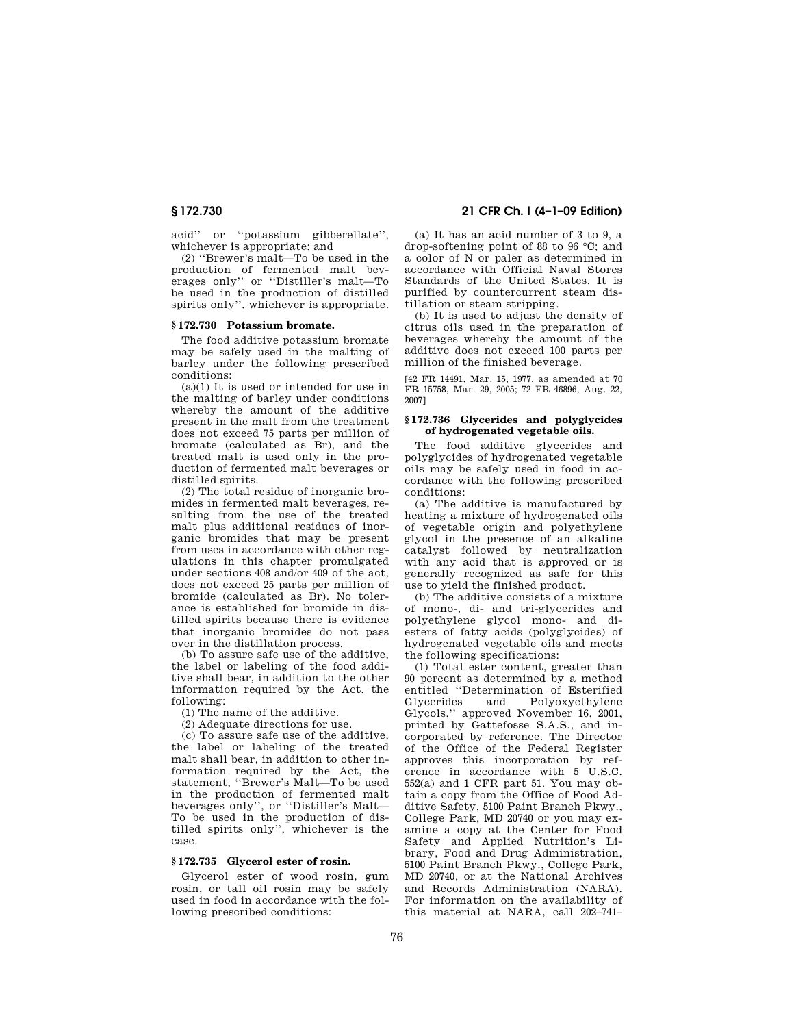acid'' or ''potassium gibberellate'', whichever is appropriate; and

(2) ''Brewer's malt—To be used in the production of fermented malt beverages only'' or ''Distiller's malt—To be used in the production of distilled spirits only'', whichever is appropriate.

### § 172.730 Potassium bromate.

The food additive potassium bromate may be safely used in the malting of barley under the following prescribed conditions:

(a)(1) It is used or intended for use in the malting of barley under conditions whereby the amount of the additive present in the malt from the treatment does not exceed 75 parts per million of bromate (calculated as Br), and the treated malt is used only in the production of fermented malt beverages or distilled spirits.

(2) The total residue of inorganic bromides in fermented malt beverages, resulting from the use of the treated malt plus additional residues of inorganic bromides that may be present from uses in accordance with other regulations in this chapter promulgated under sections 408 and/or 409 of the act, does not exceed 25 parts per million of bromide (calculated as Br). No tolerance is established for bromide in distilled spirits because there is evidence that inorganic bromides do not pass over in the distillation process.

(b) To assure safe use of the additive, the label or labeling of the food additive shall bear, in addition to the other information required by the Act, the following:

(1) The name of the additive.

(2) Adequate directions for use.

(c) To assure safe use of the additive, the label or labeling of the treated malt shall bear, in addition to other information required by the Act, the statement, ''Brewer's Malt—To be used in the production of fermented malt beverages only'', or ''Distiller's Malt—To be used in the production of distilled spirits only'', whichever is the case.

### § 172.735 Glycerol ester of rosin.

Glycerol ester of wood rosin, gum rosin, or tall oil rosin may be safely used in food in accordance with the following prescribed conditions:

(a) It has an acid number of 3 to 9, a drop-softening point of 88 to 96 °C; and a color of N or paler as determined in accordance with Official Naval Stores Standards of the United States. It is purified by countercurrent steam distillation or steam stripping.

(b) It is used to adjust the density of citrus oils used in the preparation of beverages whereby the amount of the additive does not exceed 100 parts per million of the finished beverage.

[42 FR 14491, Mar. 15, 1977, as amended at 70 FR 15758, Mar. 29, 2005; 72 FR 46896, Aug. 22, 2007]

### § 172.736 Glycerides and polyglycides of hydrogenated vegetable oils.

The food additive glycerides and polyglycides of hydrogenated vegetable oils may be safely used in food in accordance with the following prescribed conditions:

(a) The additive is manufactured by heating a mixture of hydrogenated oils of vegetable origin and polyethylene glycol in the presence of an alkaline catalyst followed by neutralization with any acid that is approved or is generally recognized as safe for this use to yield the finished product.

(b) The additive consists of a mixture of mono-, di- and tri-glycerides and polyethylene glycol mono- and diesters of fatty acids (polyglycides) of hydrogenated vegetable oils and meets the following specifications:

(1) Total ester content, greater than 90 percent as determined by a method entitled ''Determination of Esterified Glycerides and Polyoxyethylene Glycols,'' approved November 16, 2001, printed by Gattefosse S.A.S., and incorporated by reference. The Director of the Office of the Federal Register approves this incorporation by reference in accordance with 5 U.S.C. 552(a) and 1 CFR part 51. You may obtain a copy from the Office of Food Additive Safety, 5100 Paint Branch Pkwy., College Park, MD 20740 or you may examine a copy at the Center for Food Safety and Applied Nutrition's Library, Food and Drug Administration, 5100 Paint Branch Pkwy., College Park, MD 20740, or at the National Archives and Records Administration (NARA). For information on the availability of this material at NARA, call 202–741–